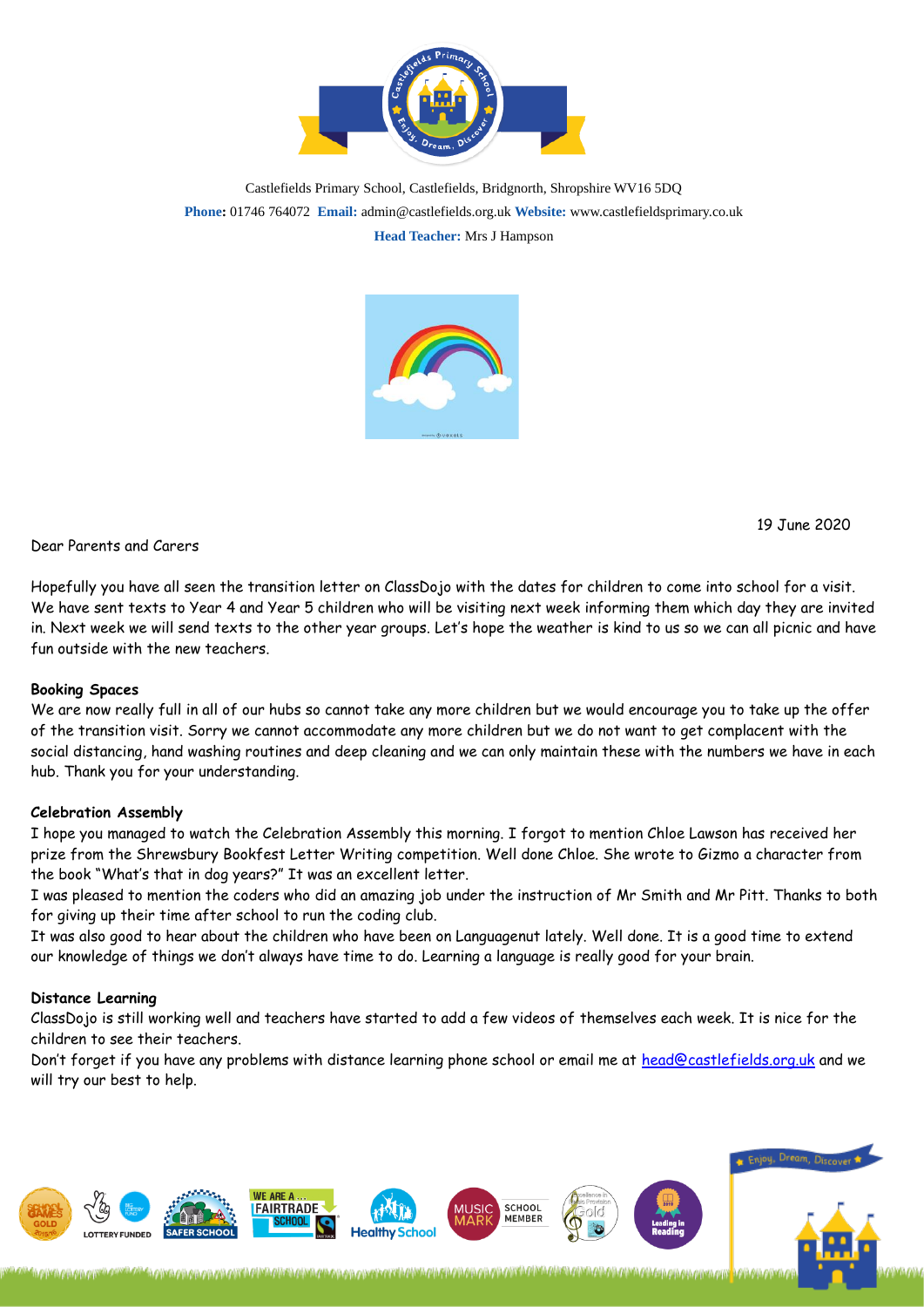Castlefields Primary School, Castlefields, Bridgnorth, Shropshire WV16 5DQ

**Phone:** 01746 764072 **Email:** admin@castlefields.org.uk **Website:** www.castlefieldsprimary.co.uk

**Head Teacher:** Mrs J Hampson

19 June 2020

Dear Parents and Carers

Hopefully you have all seen the transition letter on ClassDojo with the dates for children to come into school for a visit. We have sent texts to Year 4 and Year 5 children who will be visiting next week informing them which day they are invited in. Next week we will send texts to the other year groups. Let's hope the weather is kind to us so we can all picnic and have fun outside with the new teachers.

**Booking Spaces**

We are now really full in all of our hubs so cannot take any more children but we would encourage you to take up the offer of the transition visit. Sorry we cannot accommodate any more children but we do not want to get complacent with the social distancing, hand washing routines and deep cleaning and we can only maintain these with the numbers we have in each hub. Thank you for your understanding.

**Celebration Assembly**

I hope you managed to watch the Celebration Assembly this morning. I forgot to mention Chloe Lawson has received her prize from the Shrewsbury Bookfest Letter Writing competition. Well done Chloe. She wrote to Gizmo a character from the book "What's that in dog years?" It was an excellent letter.

I was pleased to mention the coders who did an amazing job under the instruction of Mr Smith and Mr Pitt. Thanks to both for giving up their time after school to run the coding club.

It was also good to hear about the children who have been on Languagenut lately. Well done. It is a good time to extend our knowledge of things we don't always have time to do. Learning a language is really good for your brain.

**Distance Learning**

ClassDojo is still working well and teachers have started to add a few videos of themselves each week. It is nice for the children to see their teachers.

Don't forget if you have any problems with distance learning phone school or email me at head@castlefields.org.uk and we will try our best to help.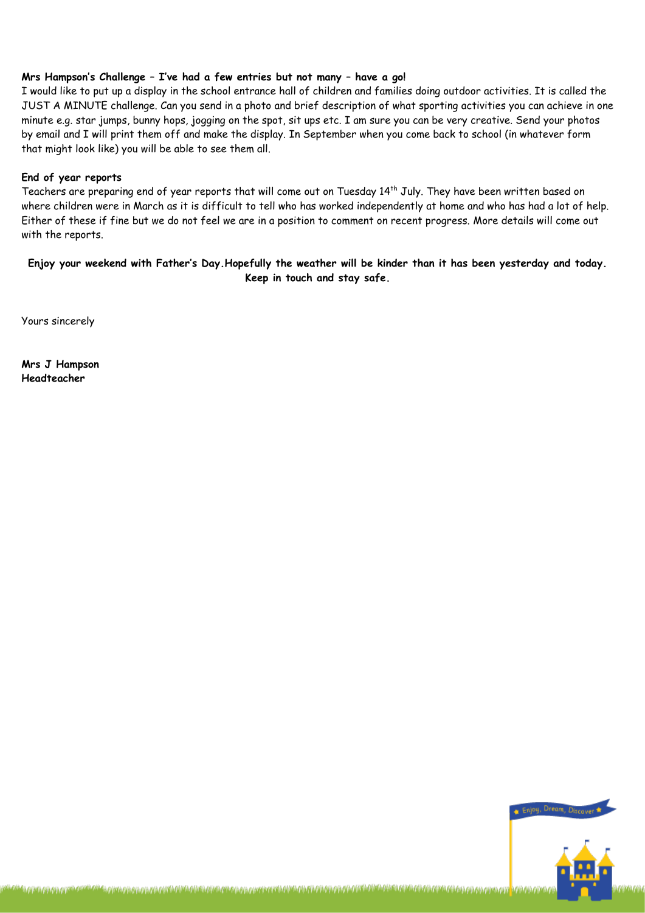**Mrs Hampson's Challenge – I've had a few entries but not many – have a go!**

I would like to put up a display in the school entrance hall of children and families doing outdoor activities. It is called the JUST A MINUTE challenge. Can you send in a photo and brief description of what sporting activities you can achieve in one minute e.g. star jumps, bunny hops, jogging on the spot, sit ups etc. I am sure you can be very creative. Send your photos by email and I will print them off and make the display. In September when you come back to school (in whatever form that might look like) you will be able to see them all.

**End of year reports**

Teachers are preparing end of year reports that will come out on Tuesday 14th July. They have been written based on where children were in March as it is difficult to tell who has worked independently at home and who has had a lot of help. Either of these if fine but we do not feel we are in a position to comment on recent progress. More details will come out with the reports.

**Enjoy your weekend with Father's Day.Hopefully the weather will be kinder than it has been yesterday and today. Keep in touch and stay safe.**

Yours sincerely

**Mrs J Hampson**
**Headteacher**

Enjoy, Dream, Discover